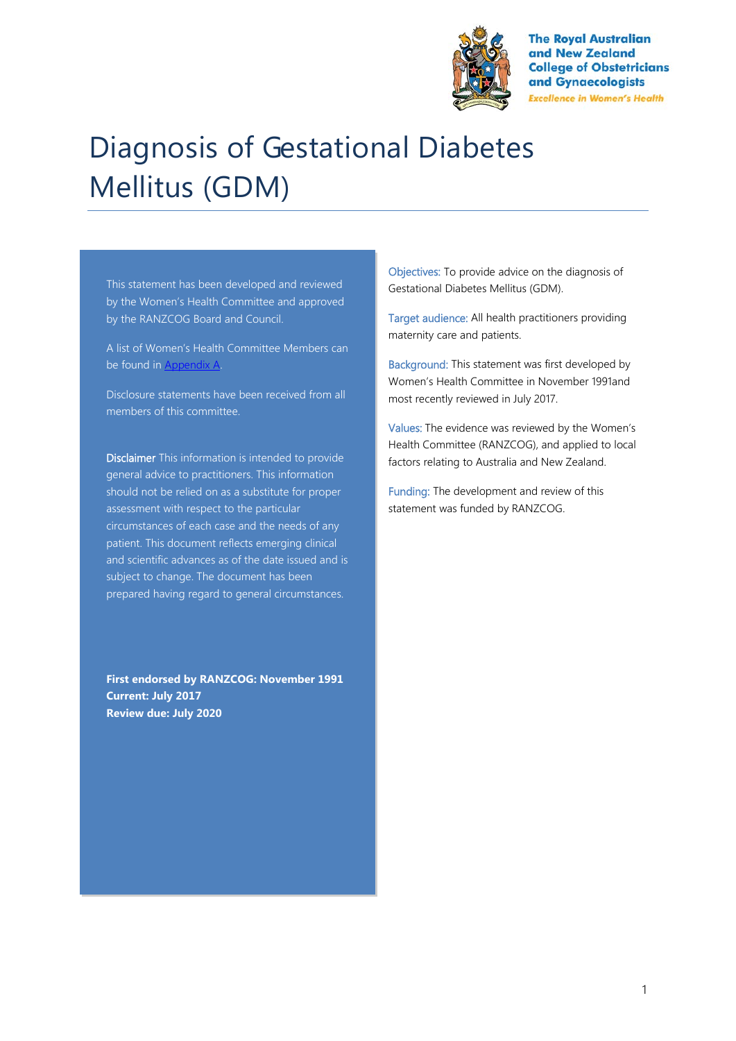The Royal Australian and New Zealand College of Obstetricians and Gynaecologists

*Excellence in Women's Health*

# Diagnosis of Gestational Diabetes Mellitus (GDM)

This statement has been developed and reviewed by the Women's Health Committee and approved by the RANZCOG Board and Council.

A list of Women's Health Committee Members can be found in Appendix A.

Disclosure statements have been received from all members of this committee.

**Disclaimer** This information is intended to provide general advice to practitioners. This information should not be relied on as a substitute for proper assessment with respect to the particular circumstances of each case and the needs of any patient. This document reflects emerging clinical and scientific advances as of the date issued and is subject to change. The document has been prepared having regard to general circumstances.

**First endorsed by RANZCOG: November 1991**
**Current: July 2017**
**Review due: July 2020**

**Objectives:** To provide advice on the diagnosis of Gestational Diabetes Mellitus (GDM).

**Target audience:** All health practitioners providing maternity care and patients.

**Background:** This statement was first developed by Women's Health Committee in November 1991and most recently reviewed in July 2017.

**Values:** The evidence was reviewed by the Women's Health Committee (RANZCOG), and applied to local factors relating to Australia and New Zealand.

**Funding:** The development and review of this statement was funded by RANZCOG.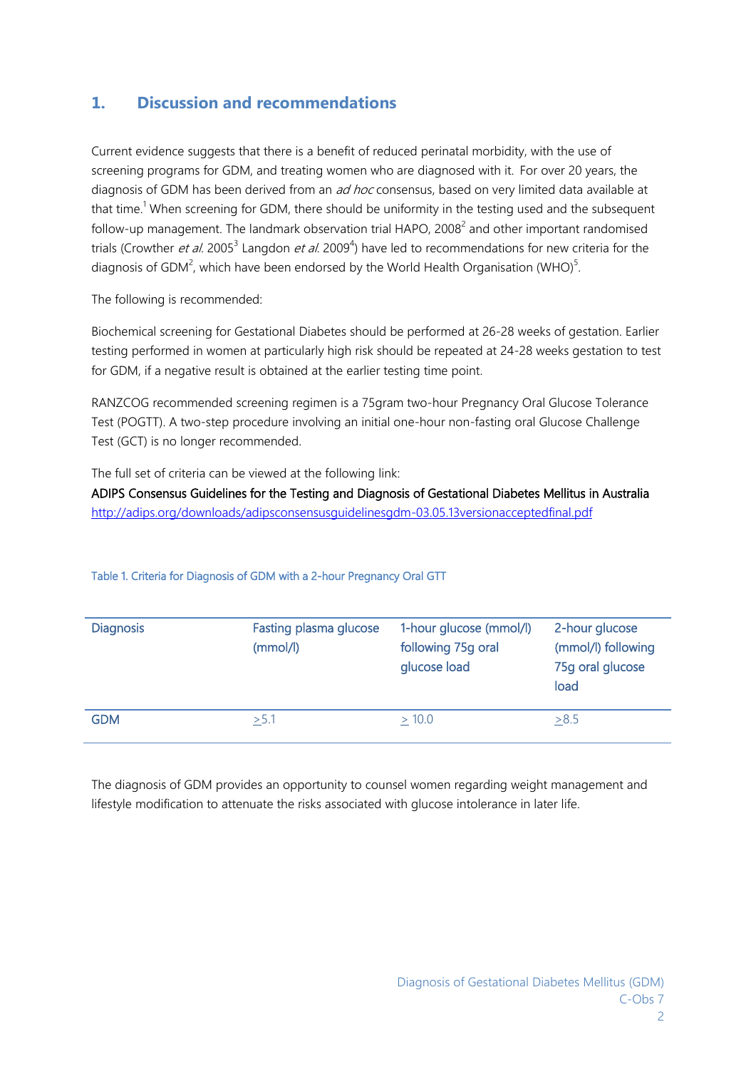## 1. Discussion and recommendations

Current evidence suggests that there is a benefit of reduced perinatal morbidity, with the use of screening programs for GDM, and treating women who are diagnosed with it. For over 20 years, the diagnosis of GDM has been derived from an *ad hoc* consensus, based on very limited data available at that time.[1] When screening for GDM, there should be uniformity in the testing used and the subsequent follow-up management. The landmark observation trial HAPO, 2008[2] and other important randomised trials (Crowther *et al.* 2005[3] Langdon *et al.* 2009[4]) have led to recommendations for new criteria for the diagnosis of GDM[2], which have been endorsed by the World Health Organisation (WHO)[5].

The following is recommended:

Biochemical screening for Gestational Diabetes should be performed at 26-28 weeks of gestation. Earlier testing performed in women at particularly high risk should be repeated at 24-28 weeks gestation to test for GDM, if a negative result is obtained at the earlier testing time point.

RANZCOG recommended screening regimen is a 75gram two-hour Pregnancy Oral Glucose Tolerance Test (POGTT). A two-step procedure involving an initial one-hour non-fasting oral Glucose Challenge Test (GCT) is no longer recommended.

The full set of criteria can be viewed at the following link:
ADIPS Consensus Guidelines for the Testing and Diagnosis of Gestational Diabetes Mellitus in Australia
http://adips.org/downloads/adipsconsensusguidelinesgdm-03.05.13versionacceptedfinal.pdf

Table 1. Criteria for Diagnosis of GDM with a 2-hour Pregnancy Oral GTT

| Diagnosis | Fasting plasma glucose (mmol/l) | 1-hour glucose (mmol/l) following 75g oral glucose load | 2-hour glucose (mmol/l) following 75g oral glucose load |
|---|---|---|---|
| GDM | ≥5.1 | ≥ 10.0 | ≥8.5 |

The diagnosis of GDM provides an opportunity to counsel women regarding weight management and lifestyle modification to attenuate the risks associated with glucose intolerance in later life.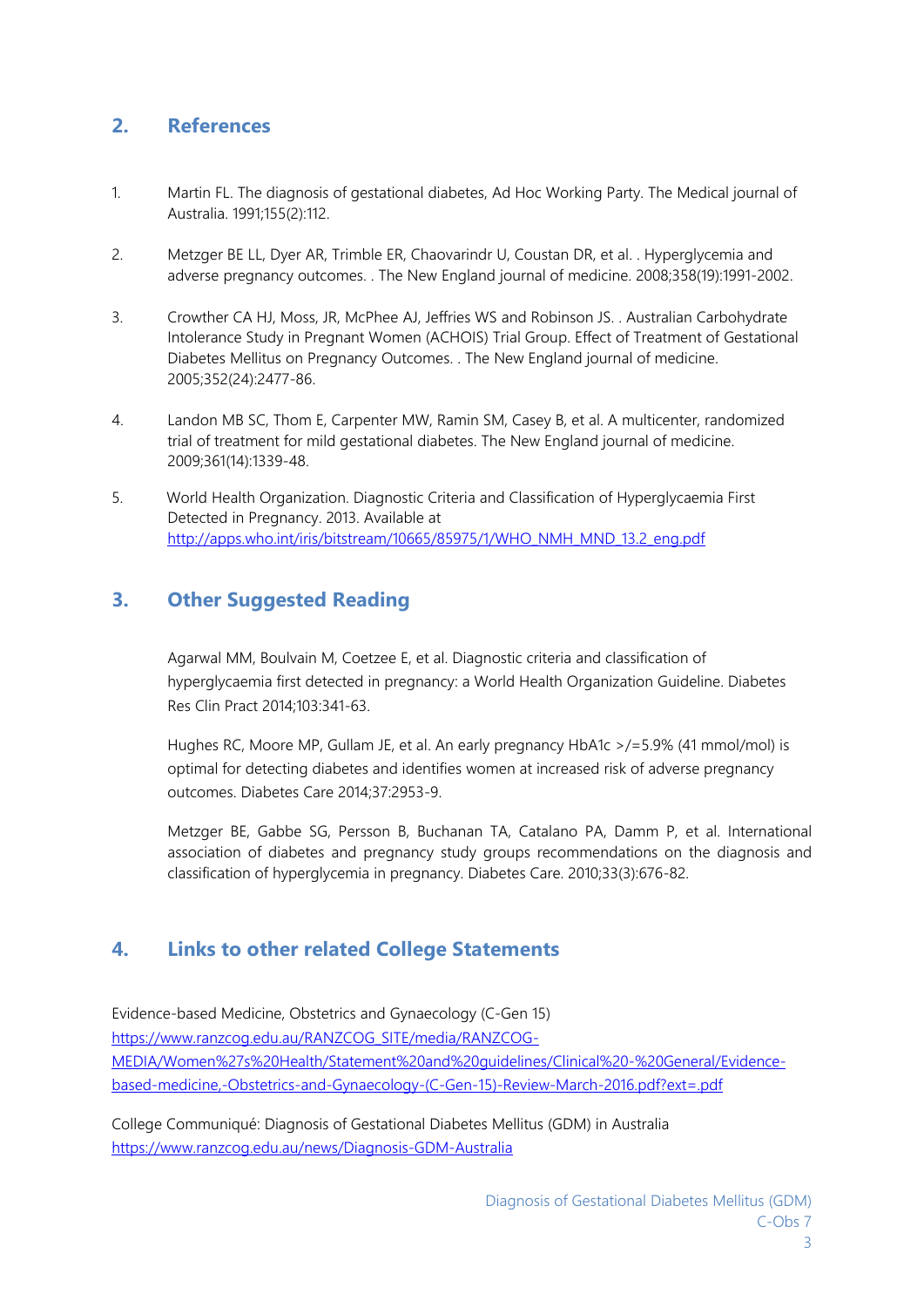## 2. References

1. Martin FL. The diagnosis of gestational diabetes, Ad Hoc Working Party. The Medical journal of Australia. 1991;155(2):112.

2. Metzger BE LL, Dyer AR, Trimble ER, Chaovarindr U, Coustan DR, et al. . Hyperglycemia and adverse pregnancy outcomes. . The New England journal of medicine. 2008;358(19):1991-2002.

3. Crowther CA HJ, Moss, JR, McPhee AJ, Jeffries WS and Robinson JS. . Australian Carbohydrate Intolerance Study in Pregnant Women (ACHOIS) Trial Group. Effect of Treatment of Gestational Diabetes Mellitus on Pregnancy Outcomes. . The New England journal of medicine. 2005;352(24):2477-86.

4. Landon MB SC, Thom E, Carpenter MW, Ramin SM, Casey B, et al. A multicenter, randomized trial of treatment for mild gestational diabetes. The New England journal of medicine. 2009;361(14):1339-48.

5. World Health Organization. Diagnostic Criteria and Classification of Hyperglycaemia First Detected in Pregnancy. 2013. Available at http://apps.who.int/iris/bitstream/10665/85975/1/WHO_NMH_MND_13.2_eng.pdf

## 3. Other Suggested Reading

Agarwal MM, Boulvain M, Coetzee E, et al. Diagnostic criteria and classification of hyperglycaemia first detected in pregnancy: a World Health Organization Guideline. Diabetes Res Clin Pract 2014;103:341-63.

Hughes RC, Moore MP, Gullam JE, et al. An early pregnancy HbA1c >/=5.9% (41 mmol/mol) is optimal for detecting diabetes and identifies women at increased risk of adverse pregnancy outcomes. Diabetes Care 2014;37:2953-9.

Metzger BE, Gabbe SG, Persson B, Buchanan TA, Catalano PA, Damm P, et al. International association of diabetes and pregnancy study groups recommendations on the diagnosis and classification of hyperglycemia in pregnancy. Diabetes Care. 2010;33(3):676-82.

## 4. Links to other related College Statements

Evidence-based Medicine, Obstetrics and Gynaecology (C-Gen 15)
https://www.ranzcog.edu.au/RANZCOG_SITE/media/RANZCOG-MEDIA/Women%27s%20Health/Statement%20and%20guidelines/Clinical%20-%20General/Evidence-based-medicine,-Obstetrics-and-Gynaecology-(C-Gen-15)-Review-March-2016.pdf?ext=.pdf

College Communiqué: Diagnosis of Gestational Diabetes Mellitus (GDM) in Australia
https://www.ranzcog.edu.au/news/Diagnosis-GDM-Australia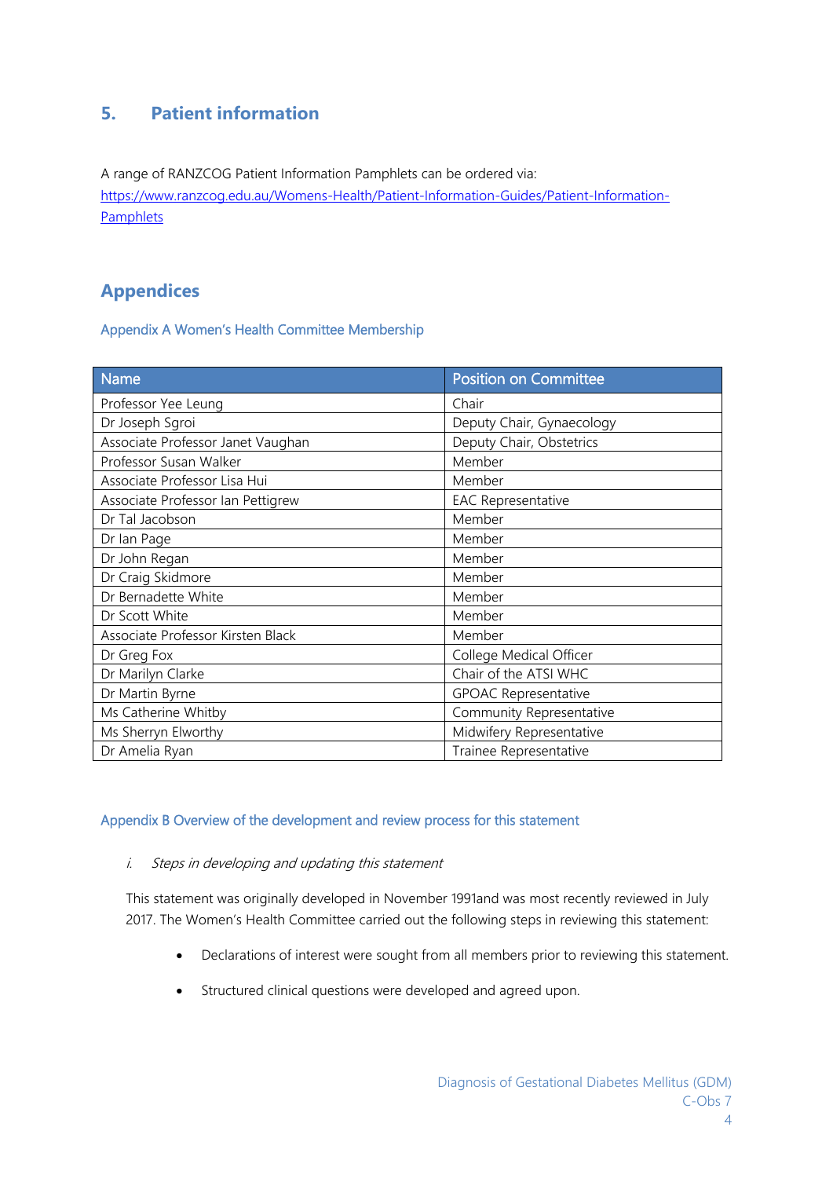## 5. Patient information

A range of RANZCOG Patient Information Pamphlets can be ordered via:
[https://www.ranzcog.edu.au/Womens-Health/Patient-Information-Guides/Patient-Information-Pamphlets](https://www.ranzcog.edu.au/Womens-Health/Patient-Information-Guides/Patient-Information-Pamphlets)

# Appendices

### Appendix A Women's Health Committee Membership

| Name | Position on Committee |
|---|---|
| Professor Yee Leung | Chair |
| Dr Joseph Sgroi | Deputy Chair, Gynaecology |
| Associate Professor Janet Vaughan | Deputy Chair, Obstetrics |
| Professor Susan Walker | Member |
| Associate Professor Lisa Hui | Member |
| Associate Professor Ian Pettigrew | EAC Representative |
| Dr Tal Jacobson | Member |
| Dr Ian Page | Member |
| Dr John Regan | Member |
| Dr Craig Skidmore | Member |
| Dr Bernadette White | Member |
| Dr Scott White | Member |
| Associate Professor Kirsten Black | Member |
| Dr Greg Fox | College Medical Officer |
| Dr Marilyn Clarke | Chair of the ATSI WHC |
| Dr Martin Byrne | GPOAC Representative |
| Ms Catherine Whitby | Community Representative |
| Ms Sherryn Elworthy | Midwifery Representative |
| Dr Amelia Ryan | Trainee Representative |

### Appendix B Overview of the development and review process for this statement

*i. Steps in developing and updating this statement*

This statement was originally developed in November 1991and was most recently reviewed in July 2017. The Women's Health Committee carried out the following steps in reviewing this statement:

- Declarations of interest were sought from all members prior to reviewing this statement.
- Structured clinical questions were developed and agreed upon.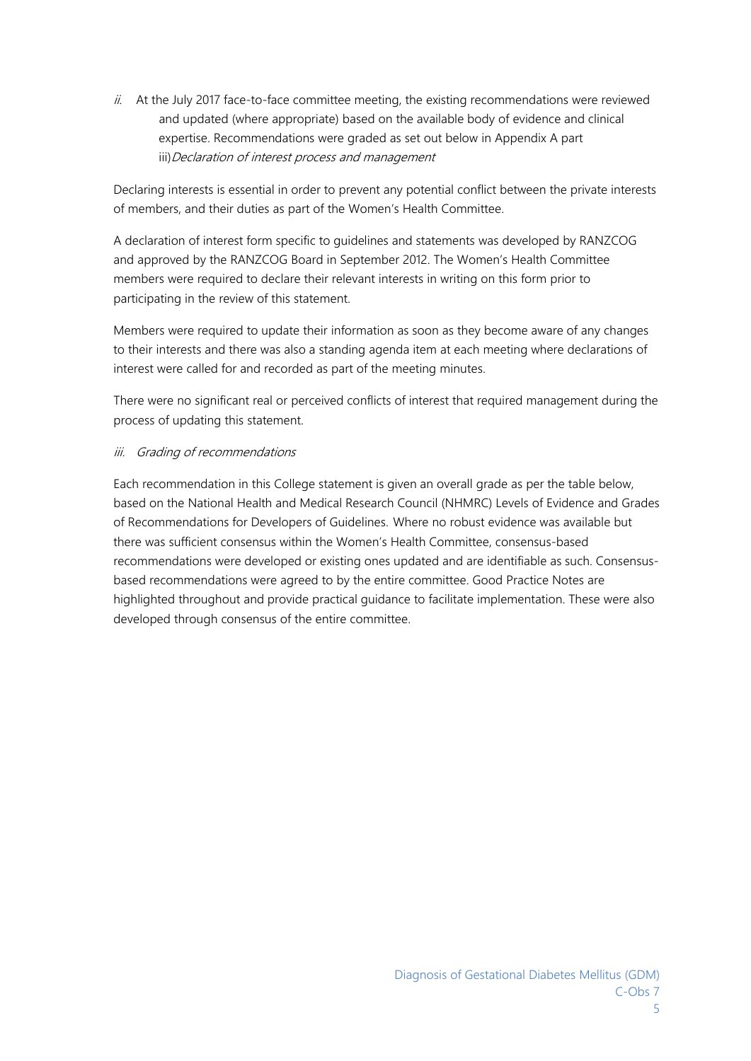*ii.* At the July 2017 face-to-face committee meeting, the existing recommendations were reviewed and updated (where appropriate) based on the available body of evidence and clinical expertise. Recommendations were graded as set out below in Appendix A part iii)*Declaration of interest process and management*

Declaring interests is essential in order to prevent any potential conflict between the private interests of members, and their duties as part of the Women's Health Committee.

A declaration of interest form specific to guidelines and statements was developed by RANZCOG and approved by the RANZCOG Board in September 2012. The Women's Health Committee members were required to declare their relevant interests in writing on this form prior to participating in the review of this statement.

Members were required to update their information as soon as they become aware of any changes to their interests and there was also a standing agenda item at each meeting where declarations of interest were called for and recorded as part of the meeting minutes.

There were no significant real or perceived conflicts of interest that required management during the process of updating this statement.

*iii. Grading of recommendations*

Each recommendation in this College statement is given an overall grade as per the table below, based on the National Health and Medical Research Council (NHMRC) Levels of Evidence and Grades of Recommendations for Developers of Guidelines. Where no robust evidence was available but there was sufficient consensus within the Women's Health Committee, consensus-based recommendations were developed or existing ones updated and are identifiable as such. Consensus-based recommendations were agreed to by the entire committee. Good Practice Notes are highlighted throughout and provide practical guidance to facilitate implementation. These were also developed through consensus of the entire committee.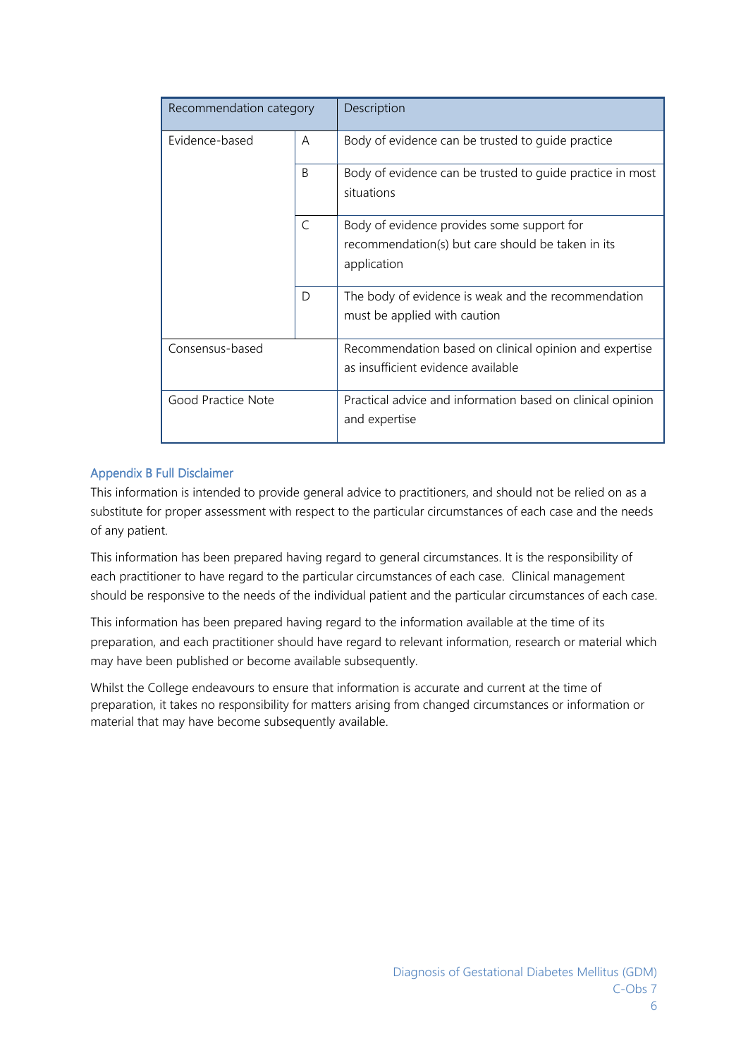| Recommendation category | | Description |
|---|---|---|
| Evidence-based | A | Body of evidence can be trusted to guide practice |
| | B | Body of evidence can be trusted to guide practice in most situations |
| | C | Body of evidence provides some support for recommendation(s) but care should be taken in its application |
| | D | The body of evidence is weak and the recommendation must be applied with caution |
| Consensus-based | | Recommendation based on clinical opinion and expertise as insufficient evidence available |
| Good Practice Note | | Practical advice and information based on clinical opinion and expertise |

## Appendix B Full Disclaimer

This information is intended to provide general advice to practitioners, and should not be relied on as a substitute for proper assessment with respect to the particular circumstances of each case and the needs of any patient.

This information has been prepared having regard to general circumstances. It is the responsibility of each practitioner to have regard to the particular circumstances of each case. Clinical management should be responsive to the needs of the individual patient and the particular circumstances of each case.

This information has been prepared having regard to the information available at the time of its preparation, and each practitioner should have regard to relevant information, research or material which may have been published or become available subsequently.

Whilst the College endeavours to ensure that information is accurate and current at the time of preparation, it takes no responsibility for matters arising from changed circumstances or information or material that may have become subsequently available.